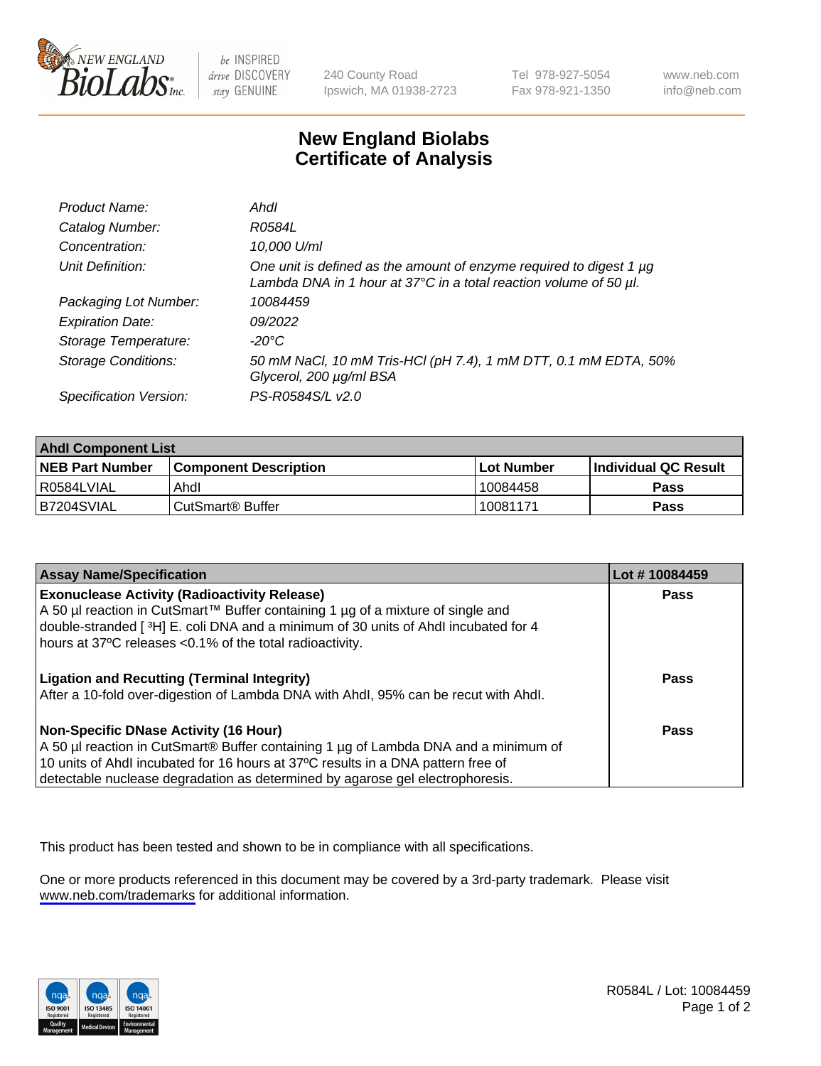# New England Biolabs
# Certificate of Analysis

| | |
|---|---|
| *Product Name:* | *AhdI* |
| *Catalog Number:* | *R0584L* |
| *Concentration:* | *10,000 U/ml* |
| *Unit Definition:* | *One unit is defined as the amount of enzyme required to digest 1 µg Lambda DNA in 1 hour at 37°C in a total reaction volume of 50 µl.* |
| *Packaging Lot Number:* | *10084459* |
| *Expiration Date:* | *09/2022* |
| *Storage Temperature:* | *-20°C* |
| *Storage Conditions:* | *50 mM NaCl, 10 mM Tris-HCl (pH 7.4), 1 mM DTT, 0.1 mM EDTA, 50% Glycerol, 200 µg/ml BSA* |
| *Specification Version:* | *PS-R0584S/L v2.0* |

| **AhdI Component List** | | | |
|---|---|---|---|
| **NEB Part Number** | **Component Description** | **Lot Number** | **Individual QC Result** |
| R0584LVIAL | AhdI | 10084458 | **Pass** |
| B7204SVIAL | CutSmart® Buffer | 10081171 | **Pass** |

| **Assay Name/Specification** | **Lot # 10084459** |
|---|---|
| **Exonuclease Activity (Radioactivity Release)** A 50 µl reaction in CutSmart™ Buffer containing 1 µg of a mixture of single and double-stranded [ ³H] E. coli DNA and a minimum of 30 units of AhdI incubated for 4 hours at 37ºC releases <0.1% of the total radioactivity. | **Pass** |
| **Ligation and Recutting (Terminal Integrity)** After a 10-fold over-digestion of Lambda DNA with AhdI, 95% can be recut with AhdI. | **Pass** |
| **Non-Specific DNase Activity (16 Hour)** A 50 µl reaction in CutSmart® Buffer containing 1 µg of Lambda DNA and a minimum of 10 units of AhdI incubated for 16 hours at 37ºC results in a DNA pattern free of detectable nuclease degradation as determined by agarose gel electrophoresis. | **Pass** |

This product has been tested and shown to be in compliance with all specifications.

One or more products referenced in this document may be covered by a 3rd-party trademark. Please visit www.neb.com/trademarks for additional information.

R0584L / Lot: 10084459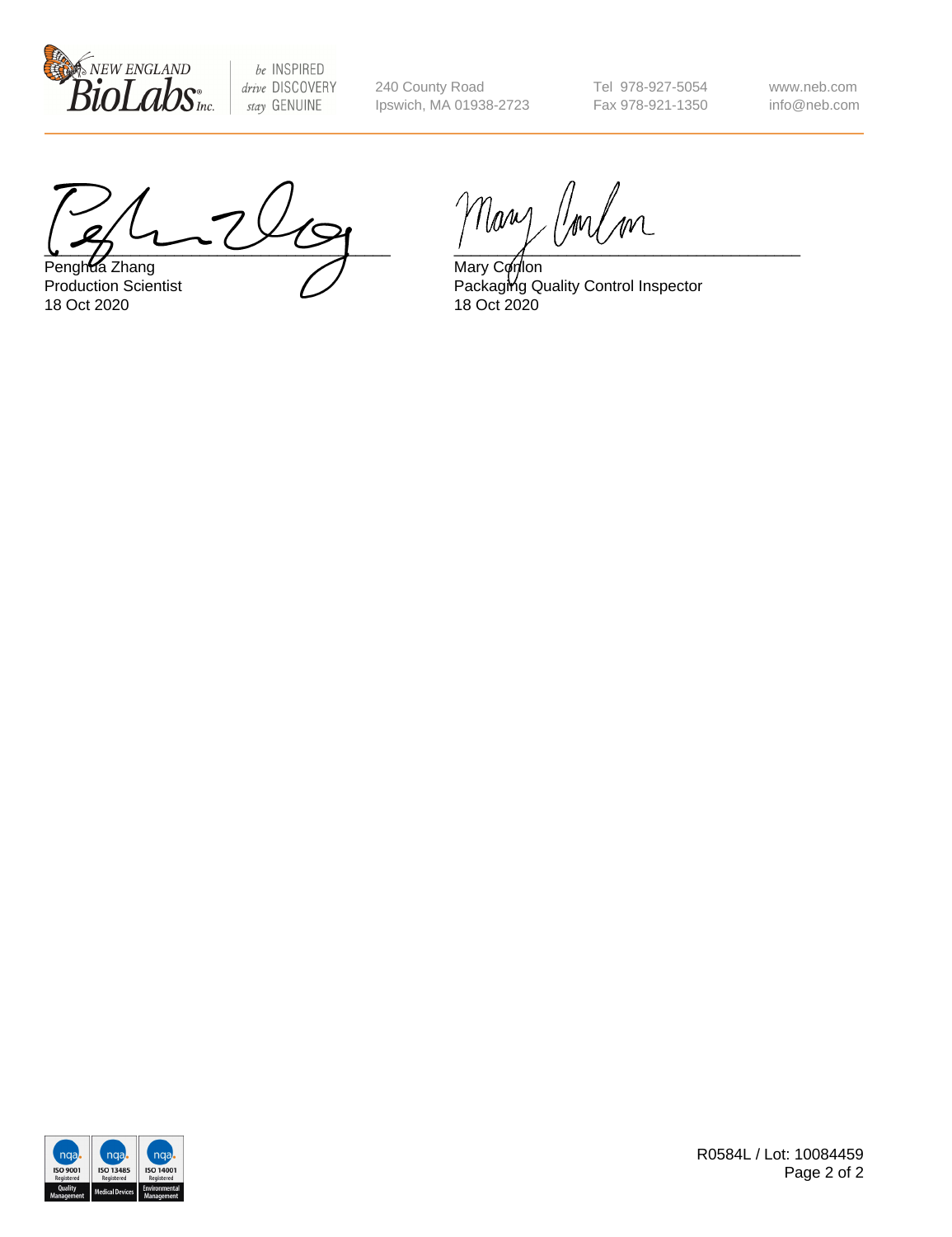240 County Road
Ipswich, MA 01938-2723

Tel 978-927-5054
Fax 978-921-1350

www.neb.com
info@neb.com

Penghua Zhang
Production Scientist
18 Oct 2020

Mary Conlon
Packaging Quality Control Inspector
18 Oct 2020

R0584L / Lot: 10084459